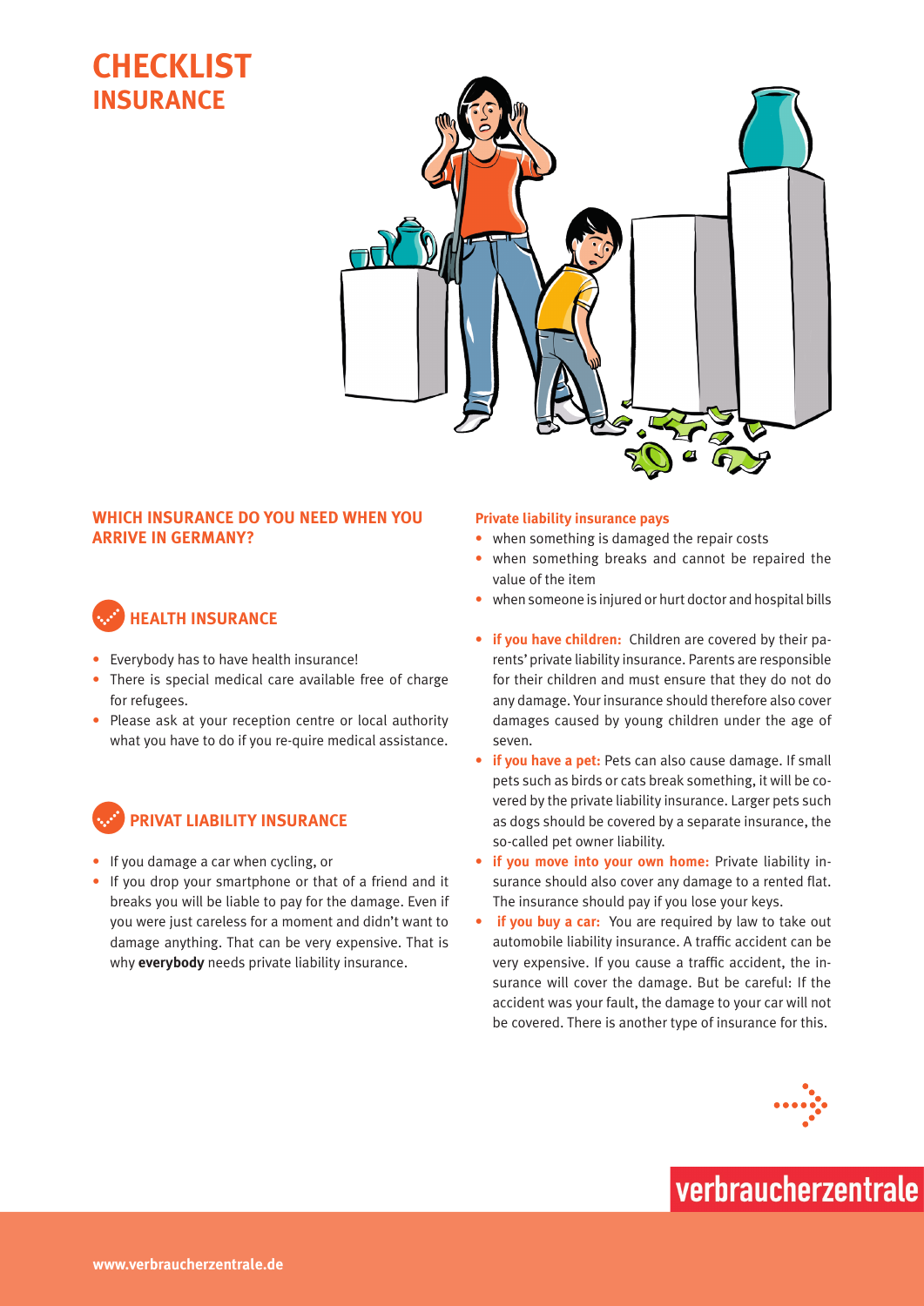# CHECKLIST
## INSURANCE

### WHICH INSURANCE DO YOU NEED WHEN YOU ARRIVE IN GERMANY?

### HEALTH INSURANCE

- Everybody has to have health insurance!
- There is special medical care available free of charge for refugees.
- Please ask at your reception centre or local authority what you have to do if you re-quire medical assistance.

### PRIVAT LIABILITY INSURANCE

- If you damage a car when cycling, or
- If you drop your smartphone or that of a friend and it breaks you will be liable to pay for the damage. Even if you were just careless for a moment and didn't want to damage anything. That can be very expensive. That is why **everybody** needs private liability insurance.

**Private liability insurance pays**

- when something is damaged the repair costs
- when something breaks and cannot be repaired the value of the item
- when someone is injured or hurt doctor and hospital bills

- **if you have children:** Children are covered by their parents' private liability insurance. Parents are responsible for their children and must ensure that they do not do any damage. Your insurance should therefore also cover damages caused by young children under the age of seven.
- **if you have a pet:** Pets can also cause damage. If small pets such as birds or cats break something, it will be covered by the private liability insurance. Larger pets such as dogs should be covered by a separate insurance, the so-called pet owner liability.
- **if you move into your own home:** Private liability insurance should also cover any damage to a rented flat. The insurance should pay if you lose your keys.
- **if you buy a car:** You are required by law to take out automobile liability insurance. A traffic accident can be very expensive. If you cause a traffic accident, the insurance will cover the damage. But be careful: If the accident was your fault, the damage to your car will not be covered. There is another type of insurance for this.

verbraucherzentrale

www.verbraucherzentrale.de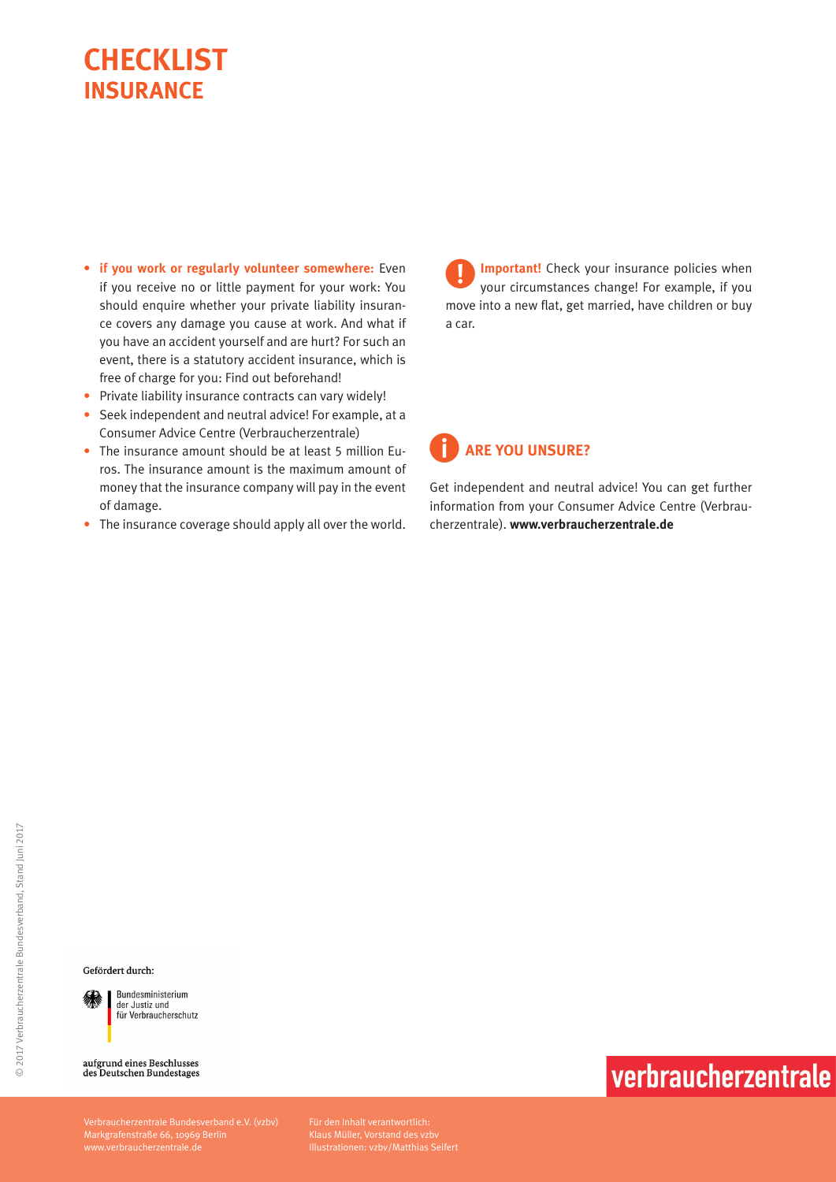# CHECKLIST
## INSURANCE

- **if you work or regularly volunteer somewhere:** Even if you receive no or little payment for your work: You should enquire whether your private liability insurance covers any damage you cause at work. And what if you have an accident yourself and are hurt? For such an event, there is a statutory accident insurance, which is free of charge for you: Find out beforehand!
- Private liability insurance contracts can vary widely!
- Seek independent and neutral advice! For example, at a Consumer Advice Centre (Verbraucherzentrale)
- The insurance amount should be at least 5 million Euros. The insurance amount is the maximum amount of money that the insurance company will pay in the event of damage.
- The insurance coverage should apply all over the world.

**Important!** Check your insurance policies when your circumstances change! For example, if you move into a new flat, get married, have children or buy a car.

### ARE YOU UNSURE?

Get independent and neutral advice! You can get further information from your Consumer Advice Centre (Verbraucherzentrale). **www.verbraucherzentrale.de**

© 2017 Verbraucherzentrale Bundesverband, Stand Juni 2017

Gefördert durch:

Bundesministerium der Justiz und für Verbraucherschutz

aufgrund eines Beschlusses des Deutschen Bundestages

verbraucherzentrale

Verbraucherzentrale Bundesverband e.V. (vzbv)
Markgrafenstraße 66, 10969 Berlin
www.verbraucherzentrale.de

Für den Inhalt verantwortlich:
Klaus Müller, Vorstand des vzbv
Illustrationen: vzbv/Matthias Seifert